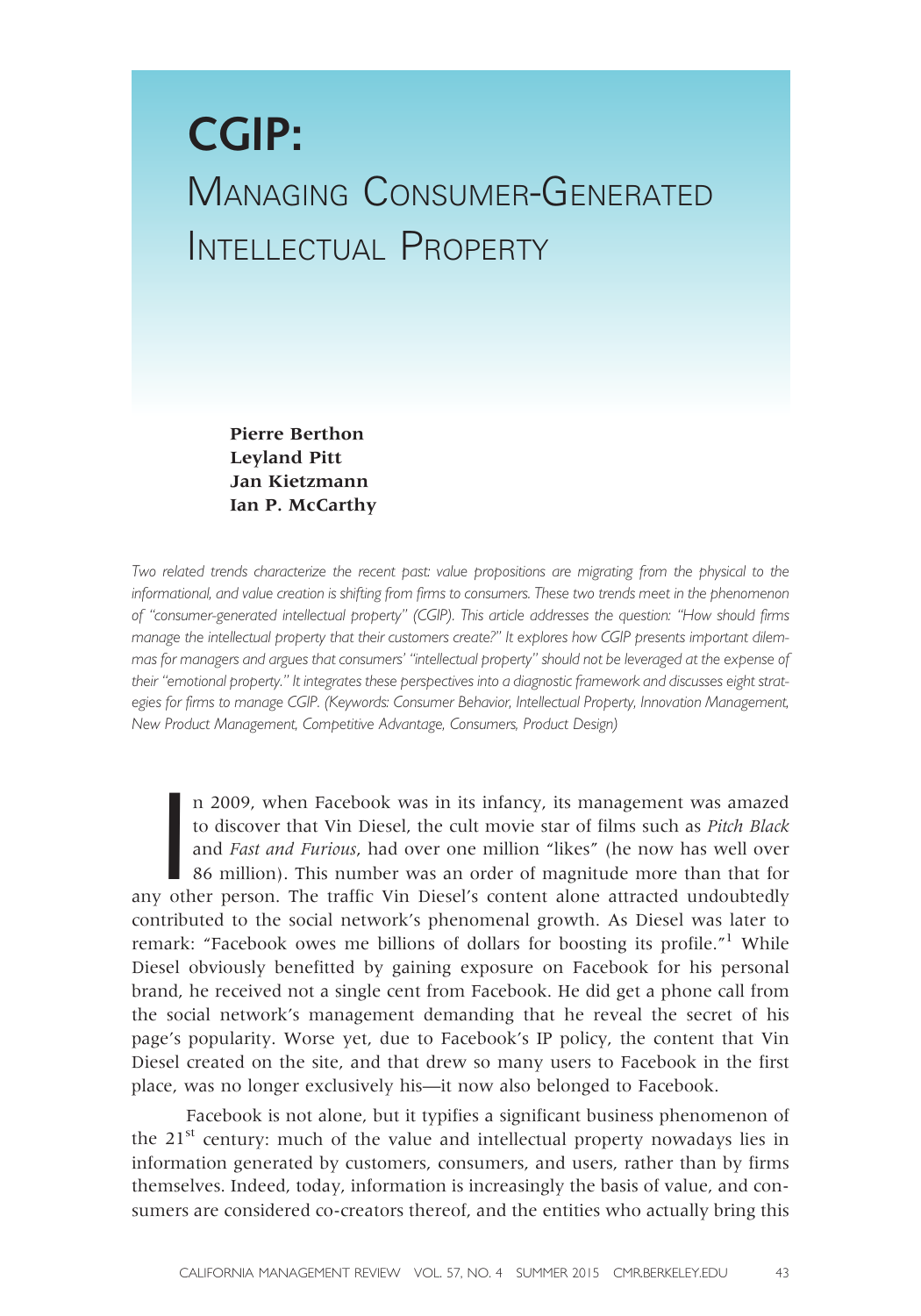# CGIP: Managing Consumer-Generated Intellectual Property

**Pierre Berthon**
**Leyland Pitt**
**Jan Kietzmann**
**Ian P. McCarthy**

*Two related trends characterize the recent past: value propositions are migrating from the physical to the informational, and value creation is shifting from firms to consumers. These two trends meet in the phenomenon of "consumer-generated intellectual property" (CGIP). This article addresses the question: "How should firms manage the intellectual property that their customers create?" It explores how CGIP presents important dilemmas for managers and argues that consumers' "intellectual property" should not be leveraged at the expense of their "emotional property." It integrates these perspectives into a diagnostic framework and discusses eight strategies for firms to manage CGIP. (Keywords: Consumer Behavior, Intellectual Property, Innovation Management, New Product Management, Competitive Advantage, Consumers, Product Design)*

In 2009, when Facebook was in its infancy, its management was amazed to discover that Vin Diesel, the cult movie star of films such as *Pitch Black* and *Fast and Furious*, had over one million "likes" (he now has well over 86 million). This number was an order of magnitude more than that for any other person. The traffic Vin Diesel's content alone attracted undoubtedly contributed to the social network's phenomenal growth. As Diesel was later to remark: "Facebook owes me billions of dollars for boosting its profile."[1] While Diesel obviously benefitted by gaining exposure on Facebook for his personal brand, he received not a single cent from Facebook. He did get a phone call from the social network's management demanding that he reveal the secret of his page's popularity. Worse yet, due to Facebook's IP policy, the content that Vin Diesel created on the site, and that drew so many users to Facebook in the first place, was no longer exclusively his—it now also belonged to Facebook.

Facebook is not alone, but it typifies a significant business phenomenon of the 21st century: much of the value and intellectual property nowadays lies in information generated by customers, consumers, and users, rather than by firms themselves. Indeed, today, information is increasingly the basis of value, and consumers are considered co-creators thereof, and the entities who actually bring this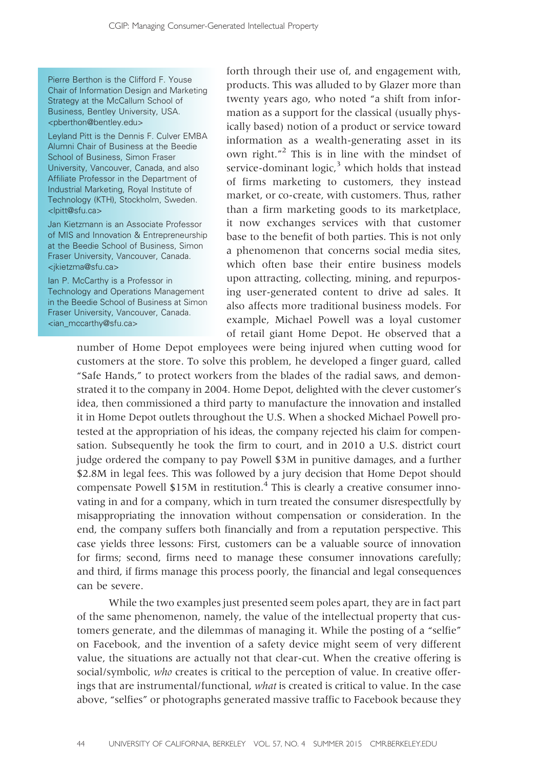Pierre Berthon is the Clifford F. Youse Chair of Information Design and Marketing Strategy at the McCallum School of Business, Bentley University, USA. <pberthon@bentley.edu>

Leyland Pitt is the Dennis F. Culver EMBA Alumni Chair of Business at the Beedie School of Business, Simon Fraser University, Vancouver, Canada, and also Affiliate Professor in the Department of Industrial Marketing, Royal Institute of Technology (KTH), Stockholm, Sweden. <lpitt@sfu.ca>

Jan Kietzmann is an Associate Professor of MIS and Innovation & Entrepreneurship at the Beedie School of Business, Simon Fraser University, Vancouver, Canada. <jkietzma@sfu.ca>

Ian P. McCarthy is a Professor in Technology and Operations Management in the Beedie School of Business at Simon Fraser University, Vancouver, Canada. <ian_mccarthy@sfu.ca>

forth through their use of, and engagement with, products. This was alluded to by Glazer more than twenty years ago, who noted "a shift from information as a support for the classical (usually physically based) notion of a product or service toward information as a wealth-generating asset in its own right."[2] This is in line with the mindset of service-dominant logic,[3] which holds that instead of firms marketing to customers, they instead market, or co-create, with customers. Thus, rather than a firm marketing goods to its marketplace, it now exchanges services with that customer base to the benefit of both parties. This is not only a phenomenon that concerns social media sites, which often base their entire business models upon attracting, collecting, mining, and repurposing user-generated content to drive ad sales. It also affects more traditional business models. For example, Michael Powell was a loyal customer of retail giant Home Depot. He observed that a number of Home Depot employees were being injured when cutting wood for customers at the store. To solve this problem, he developed a finger guard, called "Safe Hands," to protect workers from the blades of the radial saws, and demonstrated it to the company in 2004. Home Depot, delighted with the clever customer's idea, then commissioned a third party to manufacture the innovation and installed it in Home Depot outlets throughout the U.S. When a shocked Michael Powell protested at the appropriation of his ideas, the company rejected his claim for compensation. Subsequently he took the firm to court, and in 2010 a U.S. district court judge ordered the company to pay Powell $3M in punitive damages, and a further $2.8M in legal fees. This was followed by a jury decision that Home Depot should compensate Powell $15M in restitution.[4] This is clearly a creative consumer innovating in and for a company, which in turn treated the consumer disrespectfully by misappropriating the innovation without compensation or consideration. In the end, the company suffers both financially and from a reputation perspective. This case yields three lessons: First, customers can be a valuable source of innovation for firms; second, firms need to manage these consumer innovations carefully; and third, if firms manage this process poorly, the financial and legal consequences can be severe.

While the two examples just presented seem poles apart, they are in fact part of the same phenomenon, namely, the value of the intellectual property that customers generate, and the dilemmas of managing it. While the posting of a "selfie" on Facebook, and the invention of a safety device might seem of very different value, the situations are actually not that clear-cut. When the creative offering is social/symbolic, *who* creates is critical to the perception of value. In creative offerings that are instrumental/functional, *what* is created is critical to value. In the case above, "selfies" or photographs generated massive traffic to Facebook because they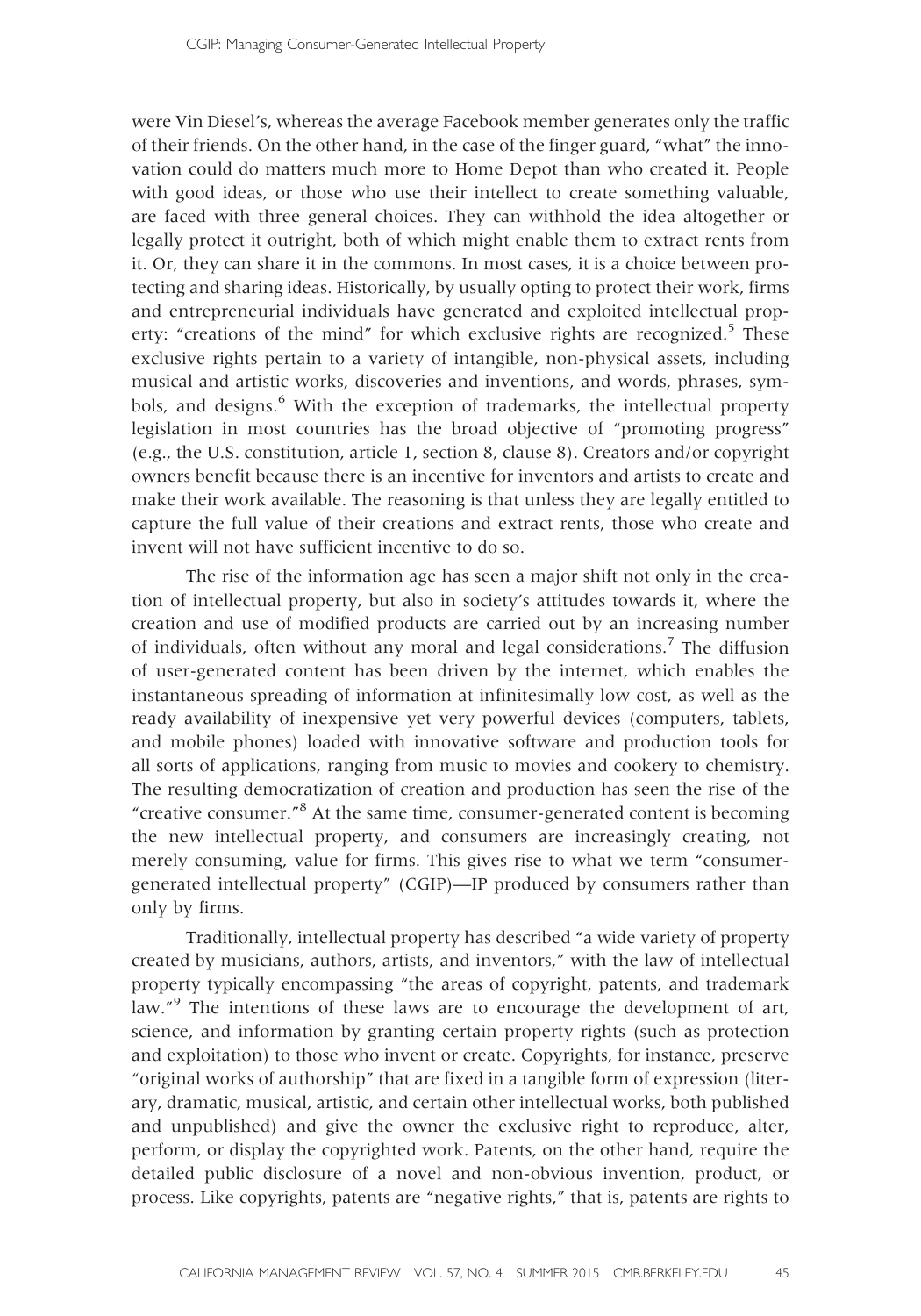were Vin Diesel's, whereas the average Facebook member generates only the traffic of their friends. On the other hand, in the case of the finger guard, "what" the innovation could do matters much more to Home Depot than who created it. People with good ideas, or those who use their intellect to create something valuable, are faced with three general choices. They can withhold the idea altogether or legally protect it outright, both of which might enable them to extract rents from it. Or, they can share it in the commons. In most cases, it is a choice between protecting and sharing ideas. Historically, by usually opting to protect their work, firms and entrepreneurial individuals have generated and exploited intellectual property: "creations of the mind" for which exclusive rights are recognized.[5] These exclusive rights pertain to a variety of intangible, non-physical assets, including musical and artistic works, discoveries and inventions, and words, phrases, symbols, and designs.[6] With the exception of trademarks, the intellectual property legislation in most countries has the broad objective of "promoting progress" (e.g., the U.S. constitution, article 1, section 8, clause 8). Creators and/or copyright owners benefit because there is an incentive for inventors and artists to create and make their work available. The reasoning is that unless they are legally entitled to capture the full value of their creations and extract rents, those who create and invent will not have sufficient incentive to do so.

The rise of the information age has seen a major shift not only in the creation of intellectual property, but also in society's attitudes towards it, where the creation and use of modified products are carried out by an increasing number of individuals, often without any moral and legal considerations.[7] The diffusion of user-generated content has been driven by the internet, which enables the instantaneous spreading of information at infinitesimally low cost, as well as the ready availability of inexpensive yet very powerful devices (computers, tablets, and mobile phones) loaded with innovative software and production tools for all sorts of applications, ranging from music to movies and cookery to chemistry. The resulting democratization of creation and production has seen the rise of the "creative consumer."[8] At the same time, consumer-generated content is becoming the new intellectual property, and consumers are increasingly creating, not merely consuming, value for firms. This gives rise to what we term "consumer-generated intellectual property" (CGIP)—IP produced by consumers rather than only by firms.

Traditionally, intellectual property has described "a wide variety of property created by musicians, authors, artists, and inventors," with the law of intellectual property typically encompassing "the areas of copyright, patents, and trademark law."[9] The intentions of these laws are to encourage the development of art, science, and information by granting certain property rights (such as protection and exploitation) to those who invent or create. Copyrights, for instance, preserve "original works of authorship" that are fixed in a tangible form of expression (literary, dramatic, musical, artistic, and certain other intellectual works, both published and unpublished) and give the owner the exclusive right to reproduce, alter, perform, or display the copyrighted work. Patents, on the other hand, require the detailed public disclosure of a novel and non-obvious invention, product, or process. Like copyrights, patents are "negative rights," that is, patents are rights to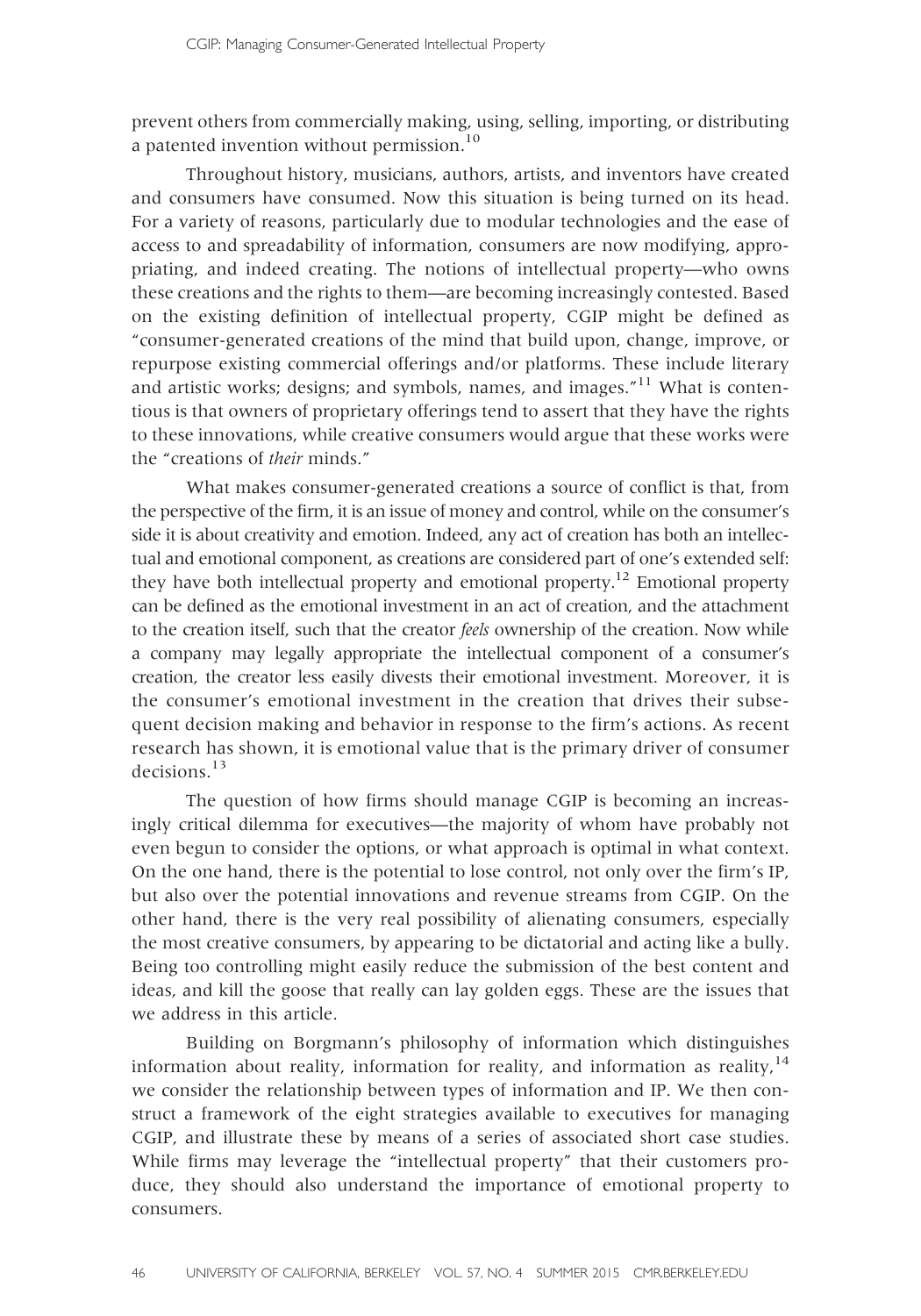prevent others from commercially making, using, selling, importing, or distributing a patented invention without permission.[10]

Throughout history, musicians, authors, artists, and inventors have created and consumers have consumed. Now this situation is being turned on its head. For a variety of reasons, particularly due to modular technologies and the ease of access to and spreadability of information, consumers are now modifying, appropriating, and indeed creating. The notions of intellectual property—who owns these creations and the rights to them—are becoming increasingly contested. Based on the existing definition of intellectual property, CGIP might be defined as "consumer-generated creations of the mind that build upon, change, improve, or repurpose existing commercial offerings and/or platforms. These include literary and artistic works; designs; and symbols, names, and images."[11] What is contentious is that owners of proprietary offerings tend to assert that they have the rights to these innovations, while creative consumers would argue that these works were the "creations of *their* minds."

What makes consumer-generated creations a source of conflict is that, from the perspective of the firm, it is an issue of money and control, while on the consumer's side it is about creativity and emotion. Indeed, any act of creation has both an intellectual and emotional component, as creations are considered part of one's extended self: they have both intellectual property and emotional property.[12] Emotional property can be defined as the emotional investment in an act of creation, and the attachment to the creation itself, such that the creator *feels* ownership of the creation. Now while a company may legally appropriate the intellectual component of a consumer's creation, the creator less easily divests their emotional investment. Moreover, it is the consumer's emotional investment in the creation that drives their subsequent decision making and behavior in response to the firm's actions. As recent research has shown, it is emotional value that is the primary driver of consumer decisions.[13]

The question of how firms should manage CGIP is becoming an increasingly critical dilemma for executives—the majority of whom have probably not even begun to consider the options, or what approach is optimal in what context. On the one hand, there is the potential to lose control, not only over the firm's IP, but also over the potential innovations and revenue streams from CGIP. On the other hand, there is the very real possibility of alienating consumers, especially the most creative consumers, by appearing to be dictatorial and acting like a bully. Being too controlling might easily reduce the submission of the best content and ideas, and kill the goose that really can lay golden eggs. These are the issues that we address in this article.

Building on Borgmann's philosophy of information which distinguishes information about reality, information for reality, and information as reality,[14] we consider the relationship between types of information and IP. We then construct a framework of the eight strategies available to executives for managing CGIP, and illustrate these by means of a series of associated short case studies. While firms may leverage the "intellectual property" that their customers produce, they should also understand the importance of emotional property to consumers.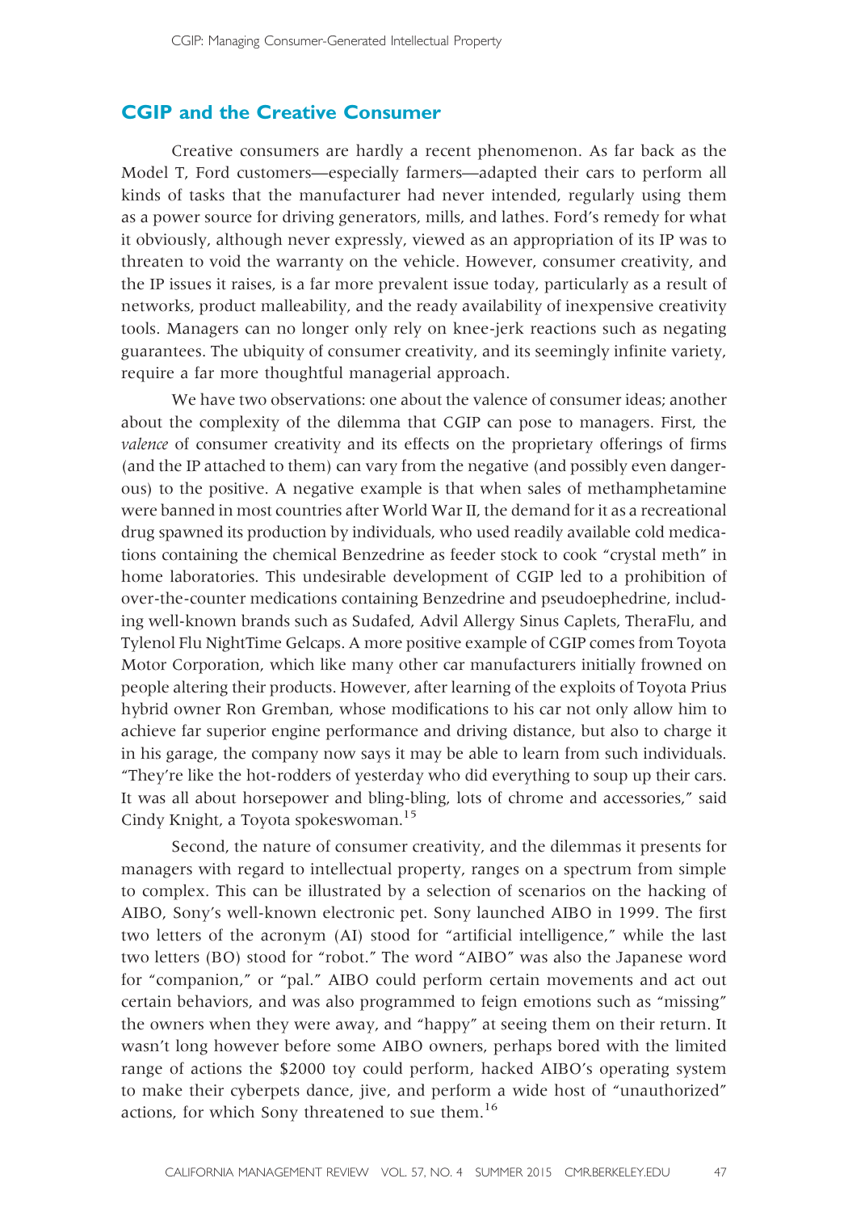## CGIP and the Creative Consumer

Creative consumers are hardly a recent phenomenon. As far back as the Model T, Ford customers—especially farmers—adapted their cars to perform all kinds of tasks that the manufacturer had never intended, regularly using them as a power source for driving generators, mills, and lathes. Ford's remedy for what it obviously, although never expressly, viewed as an appropriation of its IP was to threaten to void the warranty on the vehicle. However, consumer creativity, and the IP issues it raises, is a far more prevalent issue today, particularly as a result of networks, product malleability, and the ready availability of inexpensive creativity tools. Managers can no longer only rely on knee-jerk reactions such as negating guarantees. The ubiquity of consumer creativity, and its seemingly infinite variety, require a far more thoughtful managerial approach.

We have two observations: one about the valence of consumer ideas; another about the complexity of the dilemma that CGIP can pose to managers. First, the *valence* of consumer creativity and its effects on the proprietary offerings of firms (and the IP attached to them) can vary from the negative (and possibly even dangerous) to the positive. A negative example is that when sales of methamphetamine were banned in most countries after World War II, the demand for it as a recreational drug spawned its production by individuals, who used readily available cold medications containing the chemical Benzedrine as feeder stock to cook "crystal meth" in home laboratories. This undesirable development of CGIP led to a prohibition of over-the-counter medications containing Benzedrine and pseudoephedrine, including well-known brands such as Sudafed, Advil Allergy Sinus Caplets, TheraFlu, and Tylenol Flu NightTime Gelcaps. A more positive example of CGIP comes from Toyota Motor Corporation, which like many other car manufacturers initially frowned on people altering their products. However, after learning of the exploits of Toyota Prius hybrid owner Ron Gremban, whose modifications to his car not only allow him to achieve far superior engine performance and driving distance, but also to charge it in his garage, the company now says it may be able to learn from such individuals. "They're like the hot-rodders of yesterday who did everything to soup up their cars. It was all about horsepower and bling-bling, lots of chrome and accessories," said Cindy Knight, a Toyota spokeswoman.[15]

Second, the nature of consumer creativity, and the dilemmas it presents for managers with regard to intellectual property, ranges on a spectrum from simple to complex. This can be illustrated by a selection of scenarios on the hacking of AIBO, Sony's well-known electronic pet. Sony launched AIBO in 1999. The first two letters of the acronym (AI) stood for "artificial intelligence," while the last two letters (BO) stood for "robot." The word "AIBO" was also the Japanese word for "companion," or "pal." AIBO could perform certain movements and act out certain behaviors, and was also programmed to feign emotions such as "missing" the owners when they were away, and "happy" at seeing them on their return. It wasn't long however before some AIBO owners, perhaps bored with the limited range of actions the $2000 toy could perform, hacked AIBO's operating system to make their cyberpets dance, jive, and perform a wide host of "unauthorized" actions, for which Sony threatened to sue them.[16]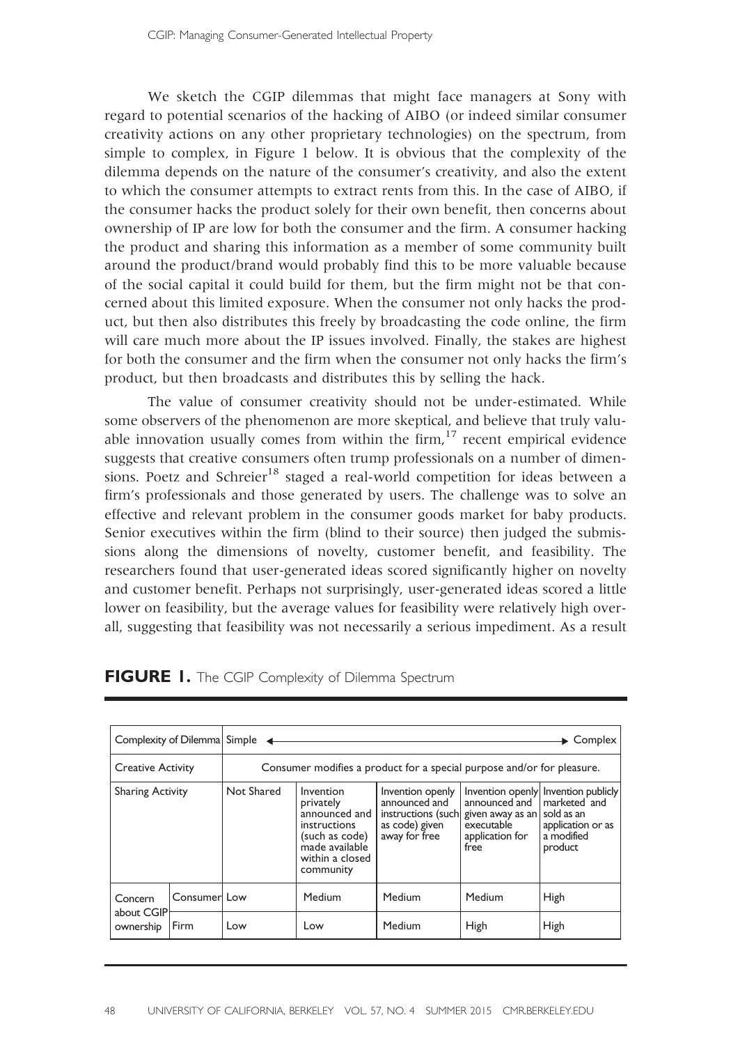We sketch the CGIP dilemmas that might face managers at Sony with regard to potential scenarios of the hacking of AIBO (or indeed similar consumer creativity actions on any other proprietary technologies) on the spectrum, from simple to complex, in Figure 1 below. It is obvious that the complexity of the dilemma depends on the nature of the consumer's creativity, and also the extent to which the consumer attempts to extract rents from this. In the case of AIBO, if the consumer hacks the product solely for their own benefit, then concerns about ownership of IP are low for both the consumer and the firm. A consumer hacking the product and sharing this information as a member of some community built around the product/brand would probably find this to be more valuable because of the social capital it could build for them, but the firm might not be that concerned about this limited exposure. When the consumer not only hacks the product, but then also distributes this freely by broadcasting the code online, the firm will care much more about the IP issues involved. Finally, the stakes are highest for both the consumer and the firm when the consumer not only hacks the firm's product, but then broadcasts and distributes this by selling the hack.

The value of consumer creativity should not be under-estimated. While some observers of the phenomenon are more skeptical, and believe that truly valuable innovation usually comes from within the firm,[17] recent empirical evidence suggests that creative consumers often trump professionals on a number of dimensions. Poetz and Schreier[18] staged a real-world competition for ideas between a firm's professionals and those generated by users. The challenge was to solve an effective and relevant problem in the consumer goods market for baby products. Senior executives within the firm (blind to their source) then judged the submissions along the dimensions of novelty, customer benefit, and feasibility. The researchers found that user-generated ideas scored significantly higher on novelty and customer benefit. Perhaps not surprisingly, user-generated ideas scored a little lower on feasibility, but the average values for feasibility were relatively high overall, suggesting that feasibility was not necessarily a serious impediment. As a result

**FIGURE 1.** The CGIP Complexity of Dilemma Spectrum

| Complexity of Dilemma | | Simple ← | | | | → Complex |
|---|---|---|---|---|---|---|
| Creative Activity | | Consumer modifies a product for a special purpose and/or for pleasure. | | | | |
| Sharing Activity | | Not Shared | Invention privately announced and instructions (such as code) made available within a closed community | Invention openly announced and instructions (such as code) given away for free | Invention openly announced and given away as an executable application for free | Invention publicly marketed and sold as an application or as a modified product |
| Concern about CGIP ownership | Consumer | Low | Medium | Medium | Medium | High |
| | Firm | Low | Low | Medium | High | High |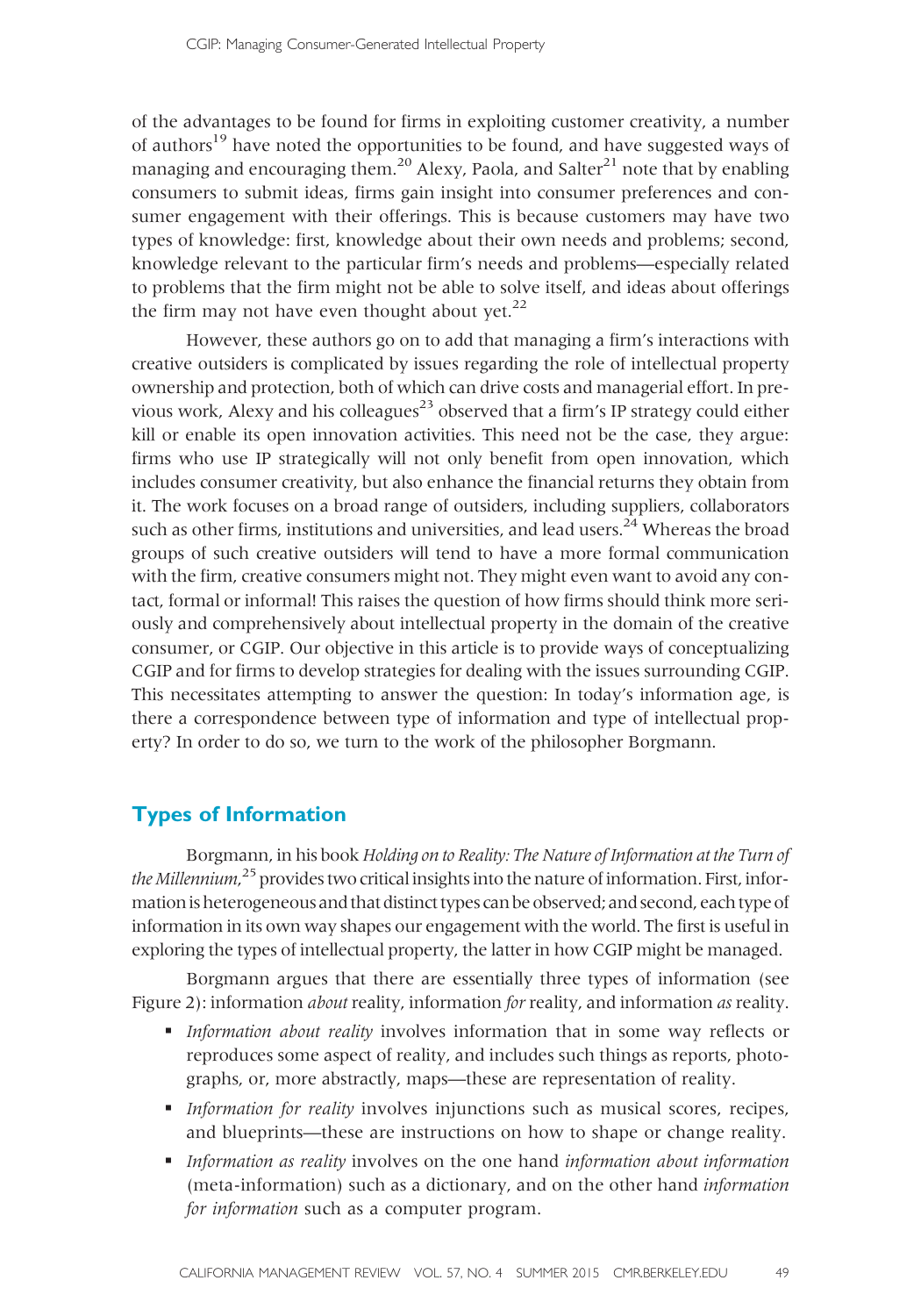of the advantages to be found for firms in exploiting customer creativity, a number of authors[19] have noted the opportunities to be found, and have suggested ways of managing and encouraging them.[20] Alexy, Paola, and Salter[21] note that by enabling consumers to submit ideas, firms gain insight into consumer preferences and consumer engagement with their offerings. This is because customers may have two types of knowledge: first, knowledge about their own needs and problems; second, knowledge relevant to the particular firm's needs and problems—especially related to problems that the firm might not be able to solve itself, and ideas about offerings the firm may not have even thought about yet.[22]

However, these authors go on to add that managing a firm's interactions with creative outsiders is complicated by issues regarding the role of intellectual property ownership and protection, both of which can drive costs and managerial effort. In previous work, Alexy and his colleagues[23] observed that a firm's IP strategy could either kill or enable its open innovation activities. This need not be the case, they argue: firms who use IP strategically will not only benefit from open innovation, which includes consumer creativity, but also enhance the financial returns they obtain from it. The work focuses on a broad range of outsiders, including suppliers, collaborators such as other firms, institutions and universities, and lead users.[24] Whereas the broad groups of such creative outsiders will tend to have a more formal communication with the firm, creative consumers might not. They might even want to avoid any contact, formal or informal! This raises the question of how firms should think more seriously and comprehensively about intellectual property in the domain of the creative consumer, or CGIP. Our objective in this article is to provide ways of conceptualizing CGIP and for firms to develop strategies for dealing with the issues surrounding CGIP. This necessitates attempting to answer the question: In today's information age, is there a correspondence between type of information and type of intellectual property? In order to do so, we turn to the work of the philosopher Borgmann.

## Types of Information

Borgmann, in his book *Holding on to Reality: The Nature of Information at the Turn of the Millennium*,[25] provides two critical insights into the nature of information. First, information is heterogeneous and that distinct types can be observed; and second, each type of information in its own way shapes our engagement with the world. The first is useful in exploring the types of intellectual property, the latter in how CGIP might be managed.

Borgmann argues that there are essentially three types of information (see Figure 2): information *about* reality, information *for* reality, and information *as* reality.

- *Information about reality* involves information that in some way reflects or reproduces some aspect of reality, and includes such things as reports, photographs, or, more abstractly, maps—these are representation of reality.
- *Information for reality* involves injunctions such as musical scores, recipes, and blueprints—these are instructions on how to shape or change reality.
- *Information as reality* involves on the one hand *information about information* (meta-information) such as a dictionary, and on the other hand *information for information* such as a computer program.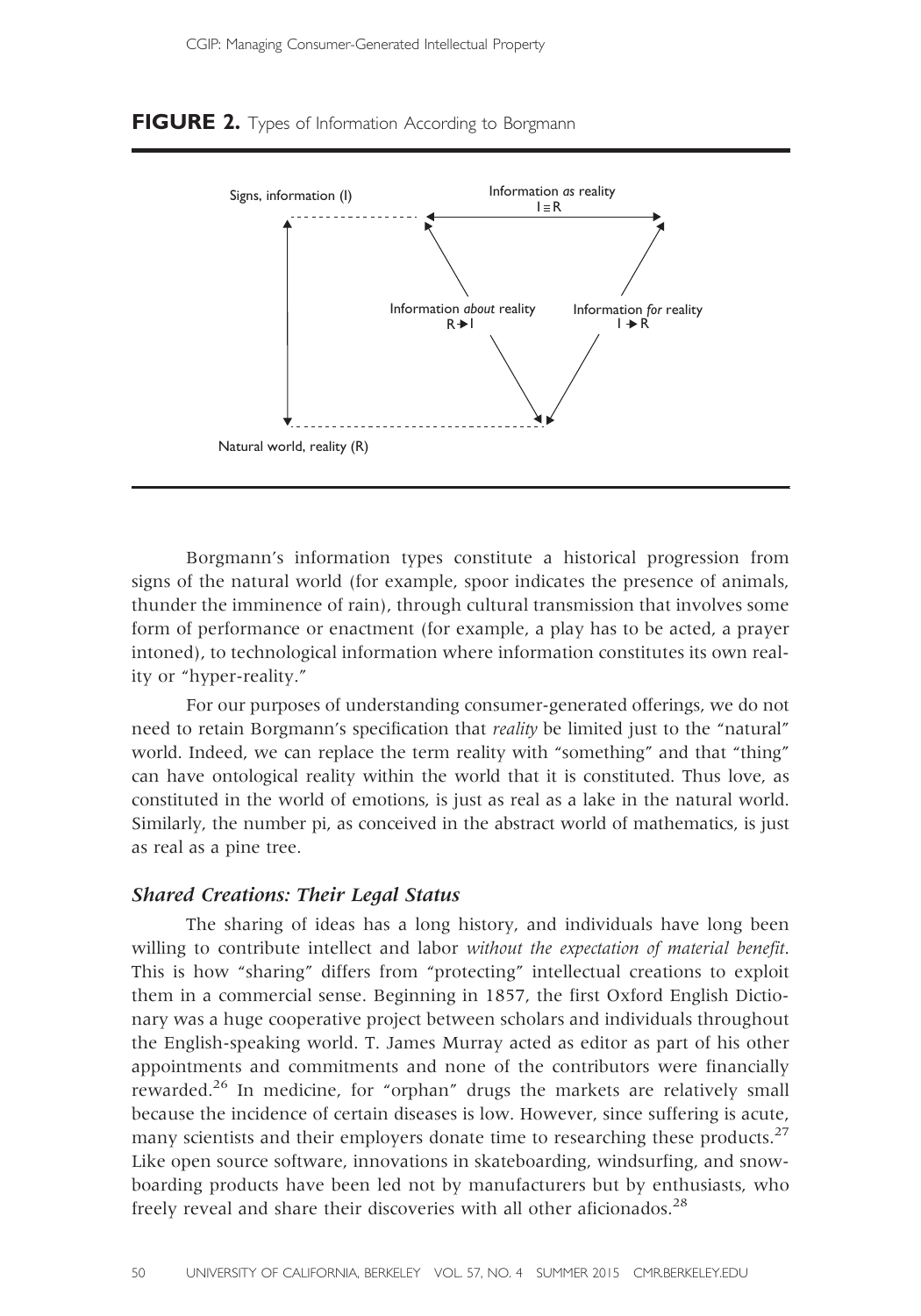**FIGURE 2.** Types of Information According to Borgmann

Signs, information (I)

Information *as* reality
$I \equiv R$

Information *about* reality
$R \rightarrow I$

Information *for* reality
$I \rightarrow R$

Natural world, reality (R)

Borgmann's information types constitute a historical progression from signs of the natural world (for example, spoor indicates the presence of animals, thunder the imminence of rain), through cultural transmission that involves some form of performance or enactment (for example, a play has to be acted, a prayer intoned), to technological information where information constitutes its own reality or "hyper-reality."

For our purposes of understanding consumer-generated offerings, we do not need to retain Borgmann's specification that *reality* be limited just to the "natural" world. Indeed, we can replace the term reality with "something" and that "thing" can have ontological reality within the world that it is constituted. Thus love, as constituted in the world of emotions, is just as real as a lake in the natural world. Similarly, the number pi, as conceived in the abstract world of mathematics, is just as real as a pine tree.

### *Shared Creations: Their Legal Status*

The sharing of ideas has a long history, and individuals have long been willing to contribute intellect and labor *without the expectation of material benefit*. This is how "sharing" differs from "protecting" intellectual creations to exploit them in a commercial sense. Beginning in 1857, the first Oxford English Dictionary was a huge cooperative project between scholars and individuals throughout the English-speaking world. T. James Murray acted as editor as part of his other appointments and commitments and none of the contributors were financially rewarded.[26] In medicine, for "orphan" drugs the markets are relatively small because the incidence of certain diseases is low. However, since suffering is acute, many scientists and their employers donate time to researching these products.[27] Like open source software, innovations in skateboarding, windsurfing, and snowboarding products have been led not by manufacturers but by enthusiasts, who freely reveal and share their discoveries with all other aficionados.[28]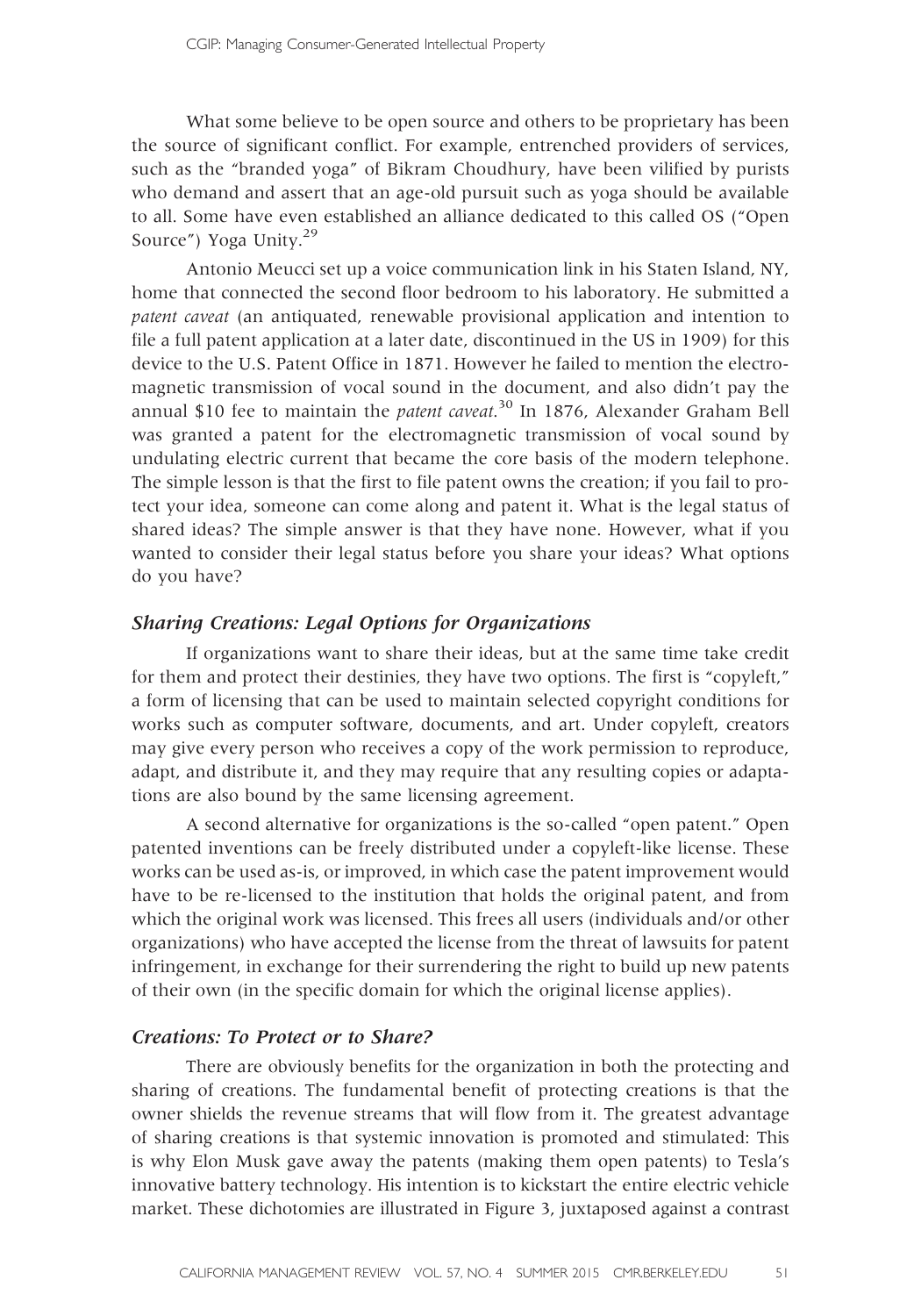What some believe to be open source and others to be proprietary has been the source of significant conflict. For example, entrenched providers of services, such as the "branded yoga" of Bikram Choudhury, have been vilified by purists who demand and assert that an age-old pursuit such as yoga should be available to all. Some have even established an alliance dedicated to this called OS ("Open Source") Yoga Unity.[29]

Antonio Meucci set up a voice communication link in his Staten Island, NY, home that connected the second floor bedroom to his laboratory. He submitted a *patent caveat* (an antiquated, renewable provisional application and intention to file a full patent application at a later date, discontinued in the US in 1909) for this device to the U.S. Patent Office in 1871. However he failed to mention the electromagnetic transmission of vocal sound in the document, and also didn't pay the annual $10 fee to maintain the *patent caveat*.[30] In 1876, Alexander Graham Bell was granted a patent for the electromagnetic transmission of vocal sound by undulating electric current that became the core basis of the modern telephone. The simple lesson is that the first to file patent owns the creation; if you fail to protect your idea, someone can come along and patent it. What is the legal status of shared ideas? The simple answer is that they have none. However, what if you wanted to consider their legal status before you share your ideas? What options do you have?

### *Sharing Creations: Legal Options for Organizations*

If organizations want to share their ideas, but at the same time take credit for them and protect their destinies, they have two options. The first is "copyleft," a form of licensing that can be used to maintain selected copyright conditions for works such as computer software, documents, and art. Under copyleft, creators may give every person who receives a copy of the work permission to reproduce, adapt, and distribute it, and they may require that any resulting copies or adaptations are also bound by the same licensing agreement.

A second alternative for organizations is the so-called "open patent." Open patented inventions can be freely distributed under a copyleft-like license. These works can be used as-is, or improved, in which case the patent improvement would have to be re-licensed to the institution that holds the original patent, and from which the original work was licensed. This frees all users (individuals and/or other organizations) who have accepted the license from the threat of lawsuits for patent infringement, in exchange for their surrendering the right to build up new patents of their own (in the specific domain for which the original license applies).

### *Creations: To Protect or to Share?*

There are obviously benefits for the organization in both the protecting and sharing of creations. The fundamental benefit of protecting creations is that the owner shields the revenue streams that will flow from it. The greatest advantage of sharing creations is that systemic innovation is promoted and stimulated: This is why Elon Musk gave away the patents (making them open patents) to Tesla's innovative battery technology. His intention is to kickstart the entire electric vehicle market. These dichotomies are illustrated in Figure 3, juxtaposed against a contrast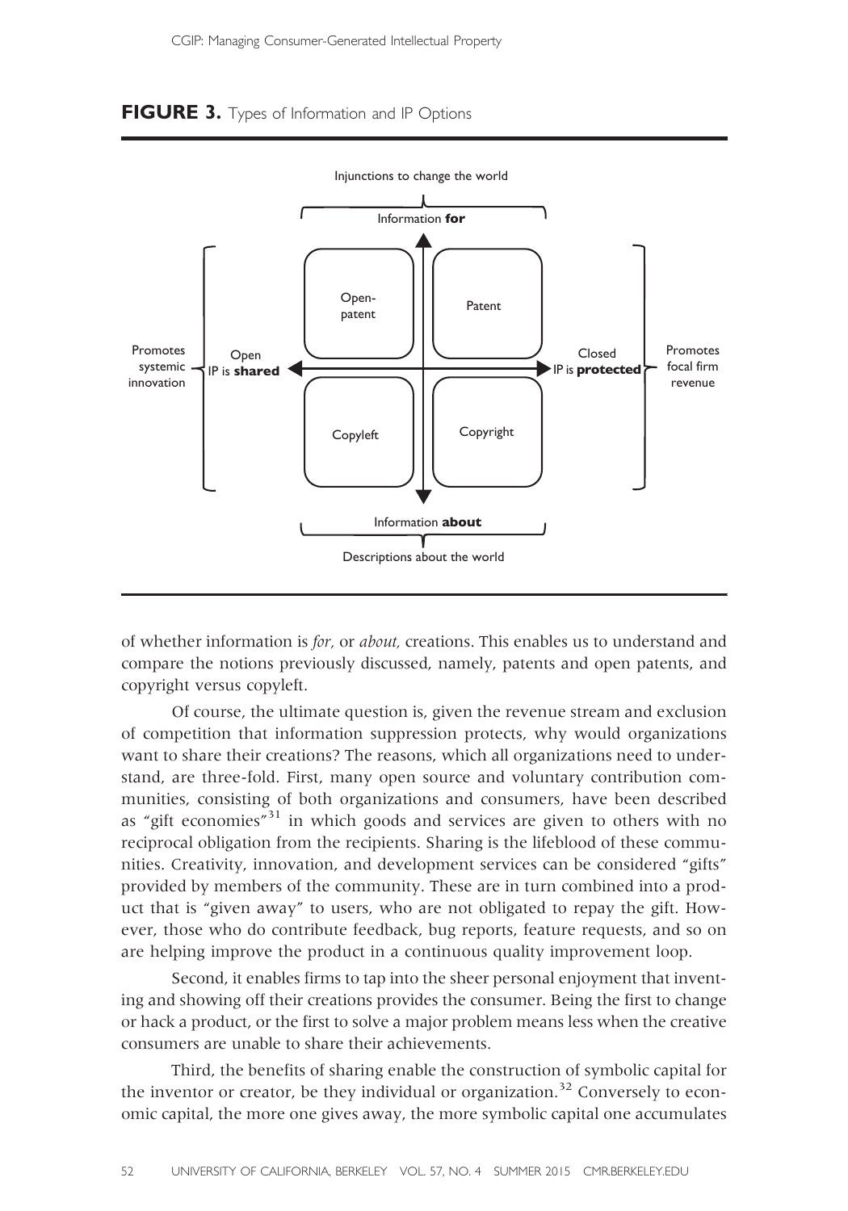**FIGURE 3.** Types of Information and IP Options

of whether information is *for,* or *about,* creations. This enables us to understand and compare the notions previously discussed, namely, patents and open patents, and copyright versus copyleft.

Of course, the ultimate question is, given the revenue stream and exclusion of competition that information suppression protects, why would organizations want to share their creations? The reasons, which all organizations need to understand, are three-fold. First, many open source and voluntary contribution communities, consisting of both organizations and consumers, have been described as "gift economies"[31] in which goods and services are given to others with no reciprocal obligation from the recipients. Sharing is the lifeblood of these communities. Creativity, innovation, and development services can be considered "gifts" provided by members of the community. These are in turn combined into a product that is "given away" to users, who are not obligated to repay the gift. However, those who do contribute feedback, bug reports, feature requests, and so on are helping improve the product in a continuous quality improvement loop.

Second, it enables firms to tap into the sheer personal enjoyment that inventing and showing off their creations provides the consumer. Being the first to change or hack a product, or the first to solve a major problem means less when the creative consumers are unable to share their achievements.

Third, the benefits of sharing enable the construction of symbolic capital for the inventor or creator, be they individual or organization.[32] Conversely to economic capital, the more one gives away, the more symbolic capital one accumulates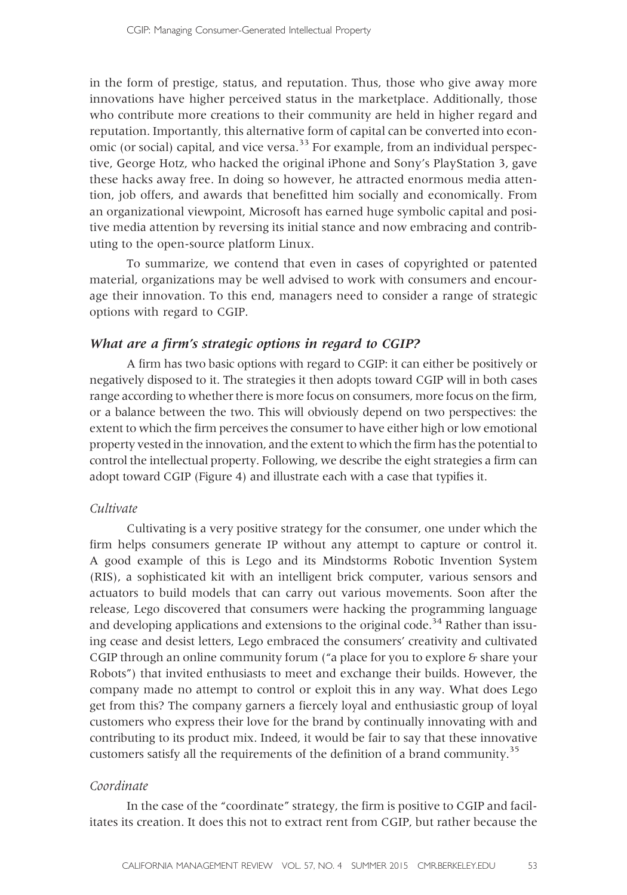in the form of prestige, status, and reputation. Thus, those who give away more innovations have higher perceived status in the marketplace. Additionally, those who contribute more creations to their community are held in higher regard and reputation. Importantly, this alternative form of capital can be converted into economic (or social) capital, and vice versa.[33] For example, from an individual perspective, George Hotz, who hacked the original iPhone and Sony's PlayStation 3, gave these hacks away free. In doing so however, he attracted enormous media attention, job offers, and awards that benefitted him socially and economically. From an organizational viewpoint, Microsoft has earned huge symbolic capital and positive media attention by reversing its initial stance and now embracing and contributing to the open-source platform Linux.

To summarize, we contend that even in cases of copyrighted or patented material, organizations may be well advised to work with consumers and encourage their innovation. To this end, managers need to consider a range of strategic options with regard to CGIP.

### *What are a firm's strategic options in regard to CGIP?*

A firm has two basic options with regard to CGIP: it can either be positively or negatively disposed to it. The strategies it then adopts toward CGIP will in both cases range according to whether there is more focus on consumers, more focus on the firm, or a balance between the two. This will obviously depend on two perspectives: the extent to which the firm perceives the consumer to have either high or low emotional property vested in the innovation, and the extent to which the firm has the potential to control the intellectual property. Following, we describe the eight strategies a firm can adopt toward CGIP (Figure 4) and illustrate each with a case that typifies it.

#### *Cultivate*

Cultivating is a very positive strategy for the consumer, one under which the firm helps consumers generate IP without any attempt to capture or control it. A good example of this is Lego and its Mindstorms Robotic Invention System (RIS), a sophisticated kit with an intelligent brick computer, various sensors and actuators to build models that can carry out various movements. Soon after the release, Lego discovered that consumers were hacking the programming language and developing applications and extensions to the original code.[34] Rather than issuing cease and desist letters, Lego embraced the consumers' creativity and cultivated CGIP through an online community forum ("a place for you to explore & share your Robots") that invited enthusiasts to meet and exchange their builds. However, the company made no attempt to control or exploit this in any way. What does Lego get from this? The company garners a fiercely loyal and enthusiastic group of loyal customers who express their love for the brand by continually innovating with and contributing to its product mix. Indeed, it would be fair to say that these innovative customers satisfy all the requirements of the definition of a brand community.[35]

#### *Coordinate*

In the case of the "coordinate" strategy, the firm is positive to CGIP and facilitates its creation. It does this not to extract rent from CGIP, but rather because the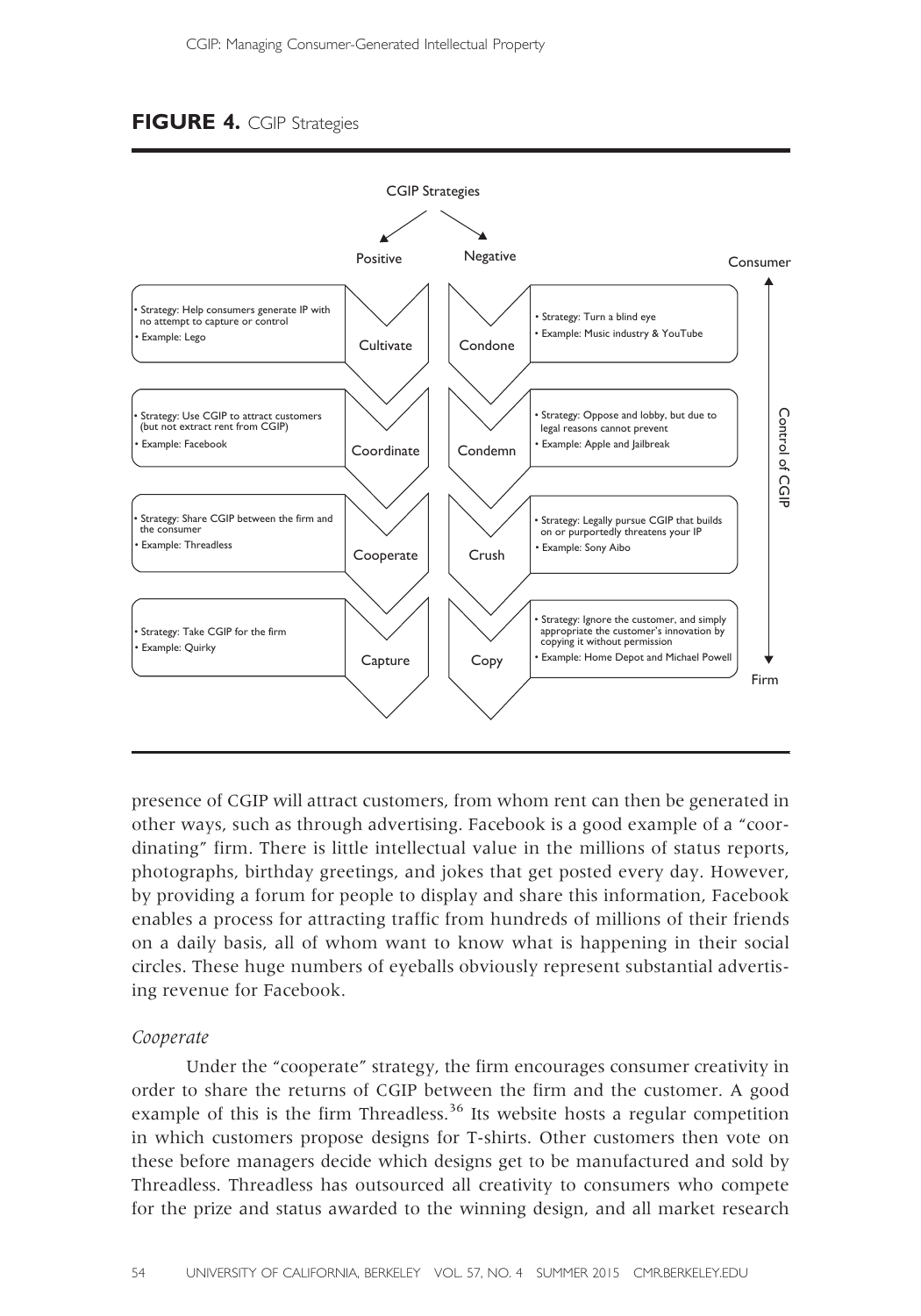**FIGURE 4.** CGIP Strategies

CGIP Strategies

| Positive: Strategy | | | Negative: Strategy | |
|---|---|---|---|---|
| • Strategy: Help consumers generate IP with no attempt to capture or control • Example: Lego | Cultivate | Condone | • Strategy: Turn a blind eye • Example: Music industry & YouTube | Consumer |
| • Strategy: Use CGIP to attract customers (but not extract rent from CGIP) • Example: Facebook | Coordinate | Condemn | • Strategy: Oppose and lobby, but due to legal reasons cannot prevent • Example: Apple and Jailbreak | Control of CGIP |
| • Strategy: Share CGIP between the firm and the consumer • Example: Threadless | Cooperate | Crush | • Strategy: Legally pursue CGIP that builds on or purportedly threatens your IP • Example: Sony Aibo | |
| • Strategy: Take CGIP for the firm • Example: Quirky | Capture | Copy | • Strategy: Ignore the customer, and simply appropriate the customer's innovation by copying it without permission • Example: Home Depot and Michael Powell | Firm |

presence of CGIP will attract customers, from whom rent can then be generated in other ways, such as through advertising. Facebook is a good example of a "coordinating" firm. There is little intellectual value in the millions of status reports, photographs, birthday greetings, and jokes that get posted every day. However, by providing a forum for people to display and share this information, Facebook enables a process for attracting traffic from hundreds of millions of their friends on a daily basis, all of whom want to know what is happening in their social circles. These huge numbers of eyeballs obviously represent substantial advertising revenue for Facebook.

### *Cooperate*

Under the "cooperate" strategy, the firm encourages consumer creativity in order to share the returns of CGIP between the firm and the customer. A good example of this is the firm Threadless.[36] Its website hosts a regular competition in which customers propose designs for T-shirts. Other customers then vote on these before managers decide which designs get to be manufactured and sold by Threadless. Threadless has outsourced all creativity to consumers who compete for the prize and status awarded to the winning design, and all market research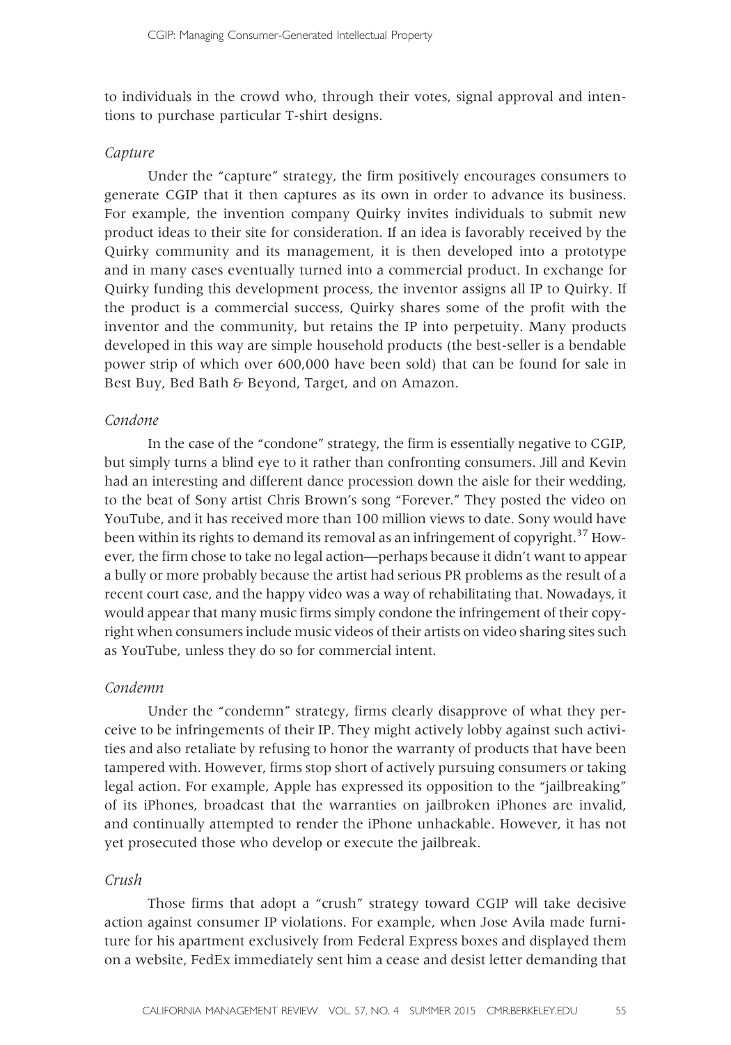to individuals in the crowd who, through their votes, signal approval and intentions to purchase particular T-shirt designs.

### *Capture*

Under the "capture" strategy, the firm positively encourages consumers to generate CGIP that it then captures as its own in order to advance its business. For example, the invention company Quirky invites individuals to submit new product ideas to their site for consideration. If an idea is favorably received by the Quirky community and its management, it is then developed into a prototype and in many cases eventually turned into a commercial product. In exchange for Quirky funding this development process, the inventor assigns all IP to Quirky. If the product is a commercial success, Quirky shares some of the profit with the inventor and the community, but retains the IP into perpetuity. Many products developed in this way are simple household products (the best-seller is a bendable power strip of which over 600,000 have been sold) that can be found for sale in Best Buy, Bed Bath & Beyond, Target, and on Amazon.

### *Condone*

In the case of the "condone" strategy, the firm is essentially negative to CGIP, but simply turns a blind eye to it rather than confronting consumers. Jill and Kevin had an interesting and different dance procession down the aisle for their wedding, to the beat of Sony artist Chris Brown's song "Forever." They posted the video on YouTube, and it has received more than 100 million views to date. Sony would have been within its rights to demand its removal as an infringement of copyright.[37] However, the firm chose to take no legal action—perhaps because it didn't want to appear a bully or more probably because the artist had serious PR problems as the result of a recent court case, and the happy video was a way of rehabilitating that. Nowadays, it would appear that many music firms simply condone the infringement of their copyright when consumers include music videos of their artists on video sharing sites such as YouTube, unless they do so for commercial intent.

### *Condemn*

Under the "condemn" strategy, firms clearly disapprove of what they perceive to be infringements of their IP. They might actively lobby against such activities and also retaliate by refusing to honor the warranty of products that have been tampered with. However, firms stop short of actively pursuing consumers or taking legal action. For example, Apple has expressed its opposition to the "jailbreaking" of its iPhones, broadcast that the warranties on jailbroken iPhones are invalid, and continually attempted to render the iPhone unhackable. However, it has not yet prosecuted those who develop or execute the jailbreak.

### *Crush*

Those firms that adopt a "crush" strategy toward CGIP will take decisive action against consumer IP violations. For example, when Jose Avila made furniture for his apartment exclusively from Federal Express boxes and displayed them on a website, FedEx immediately sent him a cease and desist letter demanding that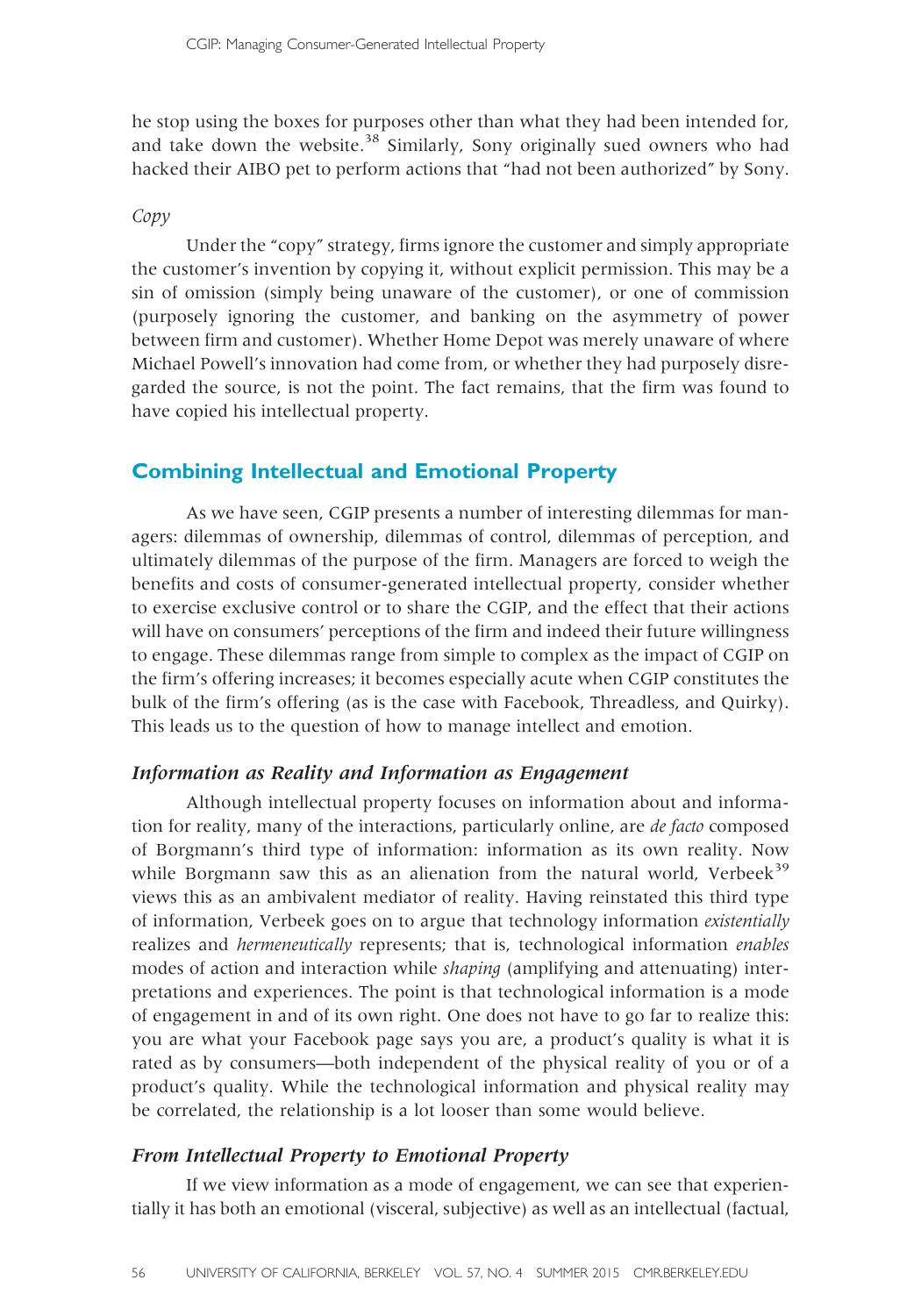he stop using the boxes for purposes other than what they had been intended for, and take down the website.[38] Similarly, Sony originally sued owners who had hacked their AIBO pet to perform actions that "had not been authorized" by Sony.

*Copy*

Under the "copy" strategy, firms ignore the customer and simply appropriate the customer's invention by copying it, without explicit permission. This may be a sin of omission (simply being unaware of the customer), or one of commission (purposely ignoring the customer, and banking on the asymmetry of power between firm and customer). Whether Home Depot was merely unaware of where Michael Powell's innovation had come from, or whether they had purposely disregarded the source, is not the point. The fact remains, that the firm was found to have copied his intellectual property.

## Combining Intellectual and Emotional Property

As we have seen, CGIP presents a number of interesting dilemmas for managers: dilemmas of ownership, dilemmas of control, dilemmas of perception, and ultimately dilemmas of the purpose of the firm. Managers are forced to weigh the benefits and costs of consumer-generated intellectual property, consider whether to exercise exclusive control or to share the CGIP, and the effect that their actions will have on consumers' perceptions of the firm and indeed their future willingness to engage. These dilemmas range from simple to complex as the impact of CGIP on the firm's offering increases; it becomes especially acute when CGIP constitutes the bulk of the firm's offering (as is the case with Facebook, Threadless, and Quirky). This leads us to the question of how to manage intellect and emotion.

### *Information as Reality and Information as Engagement*

Although intellectual property focuses on information about and information for reality, many of the interactions, particularly online, are *de facto* composed of Borgmann's third type of information: information as its own reality. Now while Borgmann saw this as an alienation from the natural world, Verbeek[39] views this as an ambivalent mediator of reality. Having reinstated this third type of information, Verbeek goes on to argue that technology information *existentially* realizes and *hermeneutically* represents; that is, technological information *enables* modes of action and interaction while *shaping* (amplifying and attenuating) interpretations and experiences. The point is that technological information is a mode of engagement in and of its own right. One does not have to go far to realize this: you are what your Facebook page says you are, a product's quality is what it is rated as by consumers—both independent of the physical reality of you or of a product's quality. While the technological information and physical reality may be correlated, the relationship is a lot looser than some would believe.

### *From Intellectual Property to Emotional Property*

If we view information as a mode of engagement, we can see that experientially it has both an emotional (visceral, subjective) as well as an intellectual (factual,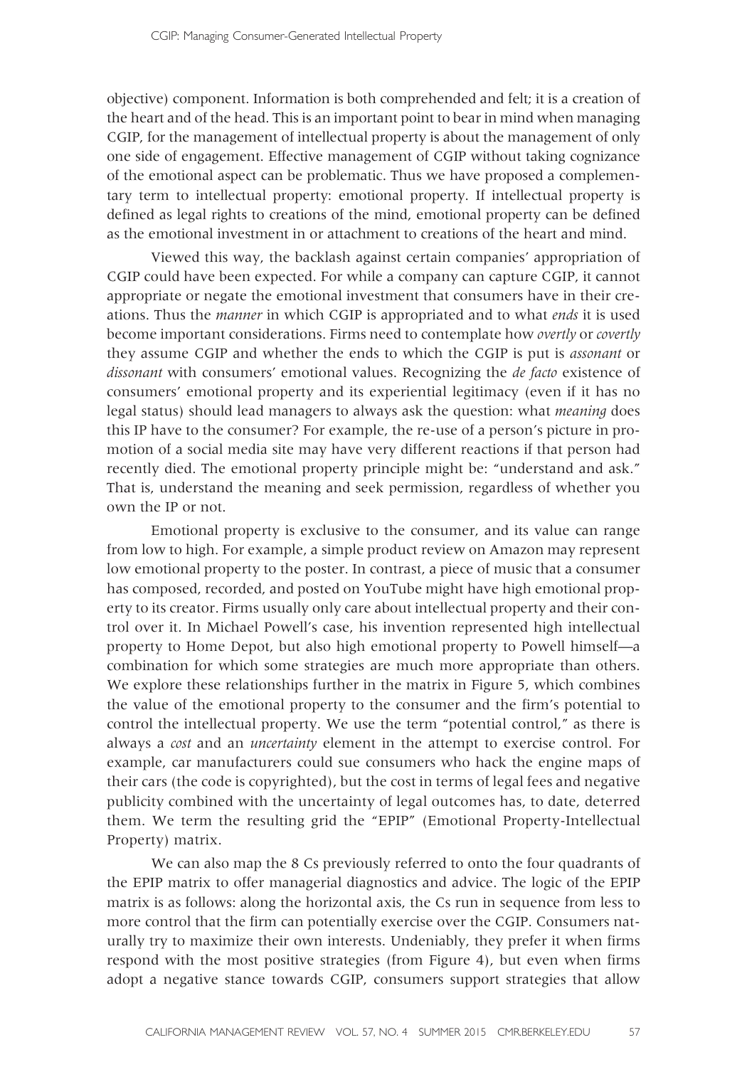objective) component. Information is both comprehended and felt; it is a creation of the heart and of the head. This is an important point to bear in mind when managing CGIP, for the management of intellectual property is about the management of only one side of engagement. Effective management of CGIP without taking cognizance of the emotional aspect can be problematic. Thus we have proposed a complementary term to intellectual property: emotional property. If intellectual property is defined as legal rights to creations of the mind, emotional property can be defined as the emotional investment in or attachment to creations of the heart and mind.

Viewed this way, the backlash against certain companies' appropriation of CGIP could have been expected. For while a company can capture CGIP, it cannot appropriate or negate the emotional investment that consumers have in their creations. Thus the *manner* in which CGIP is appropriated and to what *ends* it is used become important considerations. Firms need to contemplate how *overtly* or *covertly* they assume CGIP and whether the ends to which the CGIP is put is *assonant* or *dissonant* with consumers' emotional values. Recognizing the *de facto* existence of consumers' emotional property and its experiential legitimacy (even if it has no legal status) should lead managers to always ask the question: what *meaning* does this IP have to the consumer? For example, the re-use of a person's picture in promotion of a social media site may have very different reactions if that person had recently died. The emotional property principle might be: "understand and ask." That is, understand the meaning and seek permission, regardless of whether you own the IP or not.

Emotional property is exclusive to the consumer, and its value can range from low to high. For example, a simple product review on Amazon may represent low emotional property to the poster. In contrast, a piece of music that a consumer has composed, recorded, and posted on YouTube might have high emotional property to its creator. Firms usually only care about intellectual property and their control over it. In Michael Powell's case, his invention represented high intellectual property to Home Depot, but also high emotional property to Powell himself—a combination for which some strategies are much more appropriate than others. We explore these relationships further in the matrix in Figure 5, which combines the value of the emotional property to the consumer and the firm's potential to control the intellectual property. We use the term "potential control," as there is always a *cost* and an *uncertainty* element in the attempt to exercise control. For example, car manufacturers could sue consumers who hack the engine maps of their cars (the code is copyrighted), but the cost in terms of legal fees and negative publicity combined with the uncertainty of legal outcomes has, to date, deterred them. We term the resulting grid the "EPIP" (Emotional Property-Intellectual Property) matrix.

We can also map the 8 Cs previously referred to onto the four quadrants of the EPIP matrix to offer managerial diagnostics and advice. The logic of the EPIP matrix is as follows: along the horizontal axis, the Cs run in sequence from less to more control that the firm can potentially exercise over the CGIP. Consumers naturally try to maximize their own interests. Undeniably, they prefer it when firms respond with the most positive strategies (from Figure 4), but even when firms adopt a negative stance towards CGIP, consumers support strategies that allow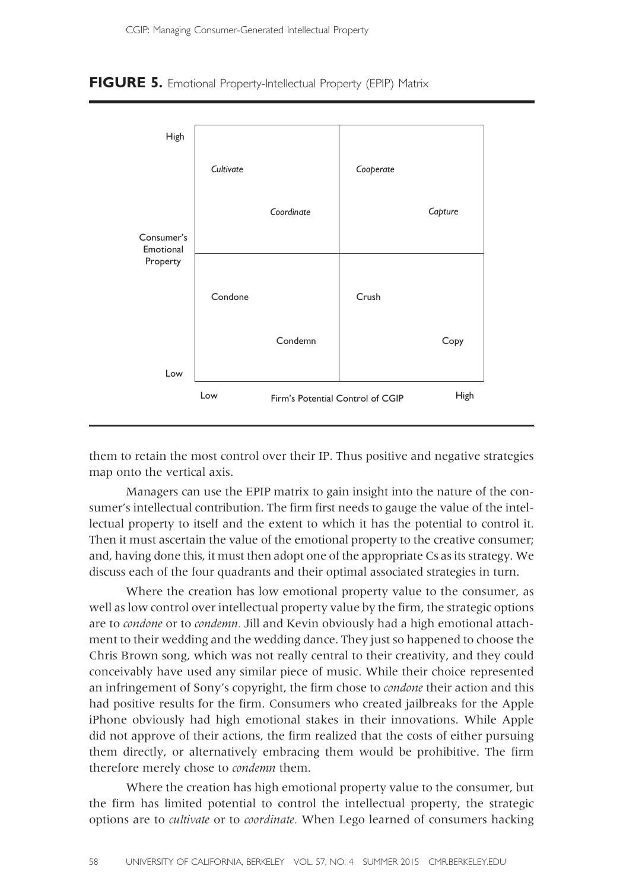**FIGURE 5.** Emotional Property-Intellectual Property (EPIP) Matrix

| Consumer's Emotional Property | Low Firm's Potential Control of CGIP | High Firm's Potential Control of CGIP |
|---|---|---|
| High | *Cultivate*, *Coordinate* | *Cooperate*, *Capture* |
| Low | Condone, Condemn | Crush, Copy |

them to retain the most control over their IP. Thus positive and negative strategies map onto the vertical axis.

Managers can use the EPIP matrix to gain insight into the nature of the consumer's intellectual contribution. The firm first needs to gauge the value of the intellectual property to itself and the extent to which it has the potential to control it. Then it must ascertain the value of the emotional property to the creative consumer; and, having done this, it must then adopt one of the appropriate Cs as its strategy. We discuss each of the four quadrants and their optimal associated strategies in turn.

Where the creation has low emotional property value to the consumer, as well as low control over intellectual property value by the firm, the strategic options are to *condone* or to *condemn.* Jill and Kevin obviously had a high emotional attachment to their wedding and the wedding dance. They just so happened to choose the Chris Brown song, which was not really central to their creativity, and they could conceivably have used any similar piece of music. While their choice represented an infringement of Sony's copyright, the firm chose to *condone* their action and this had positive results for the firm. Consumers who created jailbreaks for the Apple iPhone obviously had high emotional stakes in their innovations. While Apple did not approve of their actions, the firm realized that the costs of either pursuing them directly, or alternatively embracing them would be prohibitive. The firm therefore merely chose to *condemn* them.

Where the creation has high emotional property value to the consumer, but the firm has limited potential to control the intellectual property, the strategic options are to *cultivate* or to *coordinate.* When Lego learned of consumers hacking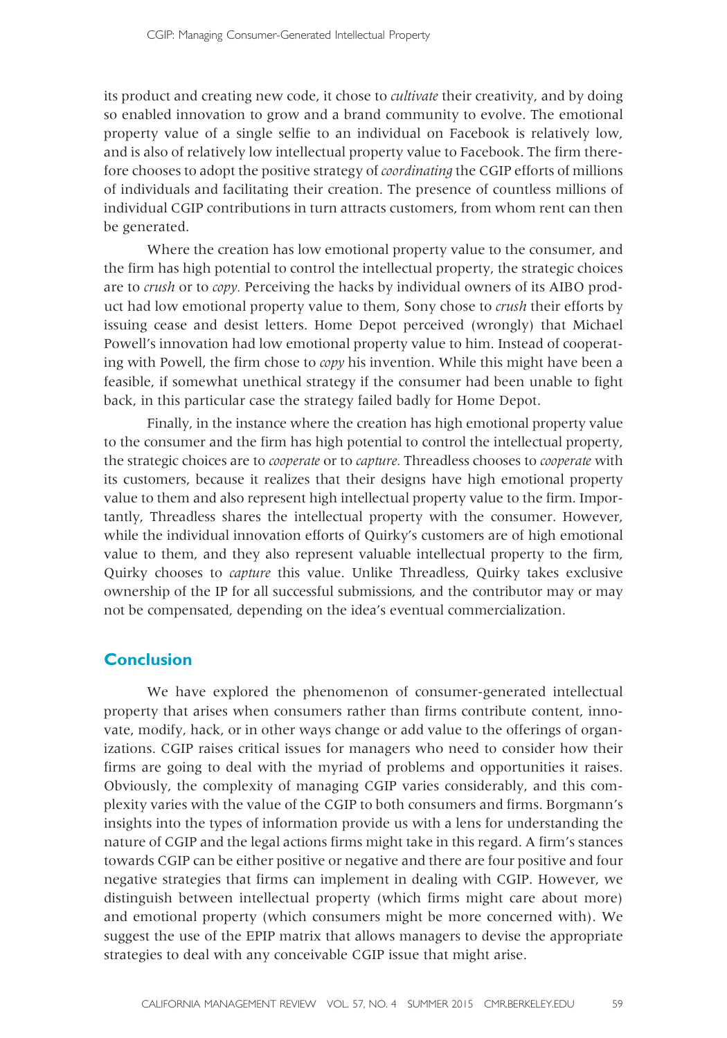its product and creating new code, it chose to *cultivate* their creativity, and by doing so enabled innovation to grow and a brand community to evolve. The emotional property value of a single selfie to an individual on Facebook is relatively low, and is also of relatively low intellectual property value to Facebook. The firm therefore chooses to adopt the positive strategy of *coordinating* the CGIP efforts of millions of individuals and facilitating their creation. The presence of countless millions of individual CGIP contributions in turn attracts customers, from whom rent can then be generated.

Where the creation has low emotional property value to the consumer, and the firm has high potential to control the intellectual property, the strategic choices are to *crush* or to *copy.* Perceiving the hacks by individual owners of its AIBO product had low emotional property value to them, Sony chose to *crush* their efforts by issuing cease and desist letters. Home Depot perceived (wrongly) that Michael Powell's innovation had low emotional property value to him. Instead of cooperating with Powell, the firm chose to *copy* his invention. While this might have been a feasible, if somewhat unethical strategy if the consumer had been unable to fight back, in this particular case the strategy failed badly for Home Depot.

Finally, in the instance where the creation has high emotional property value to the consumer and the firm has high potential to control the intellectual property, the strategic choices are to *cooperate* or to *capture.* Threadless chooses to *cooperate* with its customers, because it realizes that their designs have high emotional property value to them and also represent high intellectual property value to the firm. Importantly, Threadless shares the intellectual property with the consumer. However, while the individual innovation efforts of Quirky's customers are of high emotional value to them, and they also represent valuable intellectual property to the firm, Quirky chooses to *capture* this value. Unlike Threadless, Quirky takes exclusive ownership of the IP for all successful submissions, and the contributor may or may not be compensated, depending on the idea's eventual commercialization.

## Conclusion

We have explored the phenomenon of consumer-generated intellectual property that arises when consumers rather than firms contribute content, innovate, modify, hack, or in other ways change or add value to the offerings of organizations. CGIP raises critical issues for managers who need to consider how their firms are going to deal with the myriad of problems and opportunities it raises. Obviously, the complexity of managing CGIP varies considerably, and this complexity varies with the value of the CGIP to both consumers and firms. Borgmann's insights into the types of information provide us with a lens for understanding the nature of CGIP and the legal actions firms might take in this regard. A firm's stances towards CGIP can be either positive or negative and there are four positive and four negative strategies that firms can implement in dealing with CGIP. However, we distinguish between intellectual property (which firms might care about more) and emotional property (which consumers might be more concerned with). We suggest the use of the EPIP matrix that allows managers to devise the appropriate strategies to deal with any conceivable CGIP issue that might arise.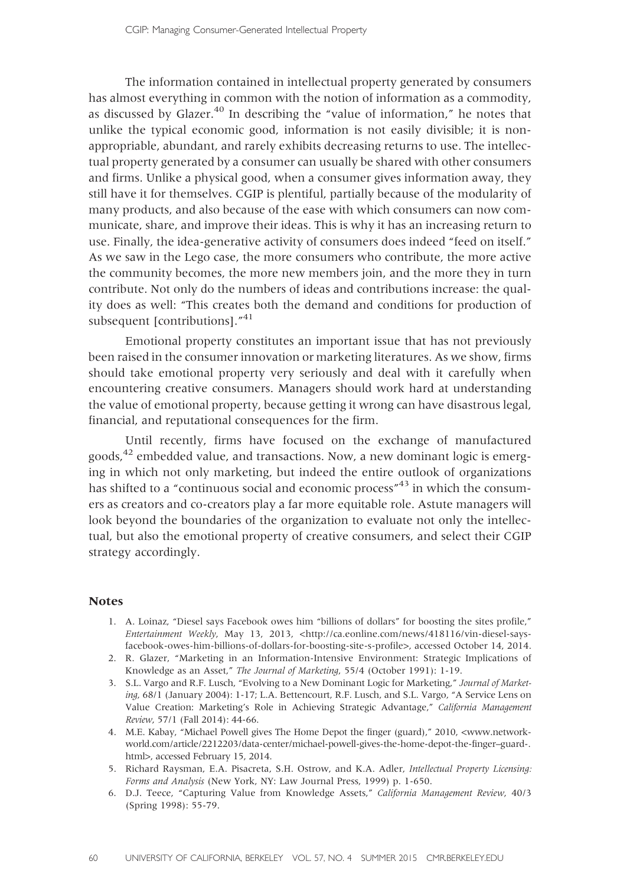The information contained in intellectual property generated by consumers has almost everything in common with the notion of information as a commodity, as discussed by Glazer.[40] In describing the "value of information," he notes that unlike the typical economic good, information is not easily divisible; it is non-appropriable, abundant, and rarely exhibits decreasing returns to use. The intellectual property generated by a consumer can usually be shared with other consumers and firms. Unlike a physical good, when a consumer gives information away, they still have it for themselves. CGIP is plentiful, partially because of the modularity of many products, and also because of the ease with which consumers can now communicate, share, and improve their ideas. This is why it has an increasing return to use. Finally, the idea-generative activity of consumers does indeed "feed on itself." As we saw in the Lego case, the more consumers who contribute, the more active the community becomes, the more new members join, and the more they in turn contribute. Not only do the numbers of ideas and contributions increase: the quality does as well: "This creates both the demand and conditions for production of subsequent [contributions]."[41]

Emotional property constitutes an important issue that has not previously been raised in the consumer innovation or marketing literatures. As we show, firms should take emotional property very seriously and deal with it carefully when encountering creative consumers. Managers should work hard at understanding the value of emotional property, because getting it wrong can have disastrous legal, financial, and reputational consequences for the firm.

Until recently, firms have focused on the exchange of manufactured goods,[42] embedded value, and transactions. Now, a new dominant logic is emerging in which not only marketing, but indeed the entire outlook of organizations has shifted to a "continuous social and economic process"[43] in which the consumers as creators and co-creators play a far more equitable role. Astute managers will look beyond the boundaries of the organization to evaluate not only the intellectual, but also the emotional property of creative consumers, and select their CGIP strategy accordingly.

## Notes

1. A. Loinaz, "Diesel says Facebook owes him "billions of dollars" for boosting the sites profile," *Entertainment Weekly*, May 13, 2013, <http://ca.eonline.com/news/418116/vin-diesel-says-facebook-owes-him-billions-of-dollars-for-boosting-site-s-profile>, accessed October 14, 2014.
2. R. Glazer, "Marketing in an Information-Intensive Environment: Strategic Implications of Knowledge as an Asset," *The Journal of Marketing*, 55/4 (October 1991): 1-19.
3. S.L. Vargo and R.F. Lusch, "Evolving to a New Dominant Logic for Marketing," *Journal of Marketing*, 68/1 (January 2004): 1-17; L.A. Bettencourt, R.F. Lusch, and S.L. Vargo, "A Service Lens on Value Creation: Marketing's Role in Achieving Strategic Advantage," *California Management Review*, 57/1 (Fall 2014): 44-66.
4. M.E. Kabay, "Michael Powell gives The Home Depot the finger (guard)," 2010, <www.networkworld.com/article/2212203/data-center/michael-powell-gives-the-home-depot-the-finger–guard-.html>, accessed February 15, 2014.
5. Richard Raysman, E.A. Pisacreta, S.H. Ostrow, and K.A. Adler, *Intellectual Property Licensing: Forms and Analysis* (New York, NY: Law Journal Press, 1999) p. 1-650.
6. D.J. Teece, "Capturing Value from Knowledge Assets," *California Management Review*, 40/3 (Spring 1998): 55-79.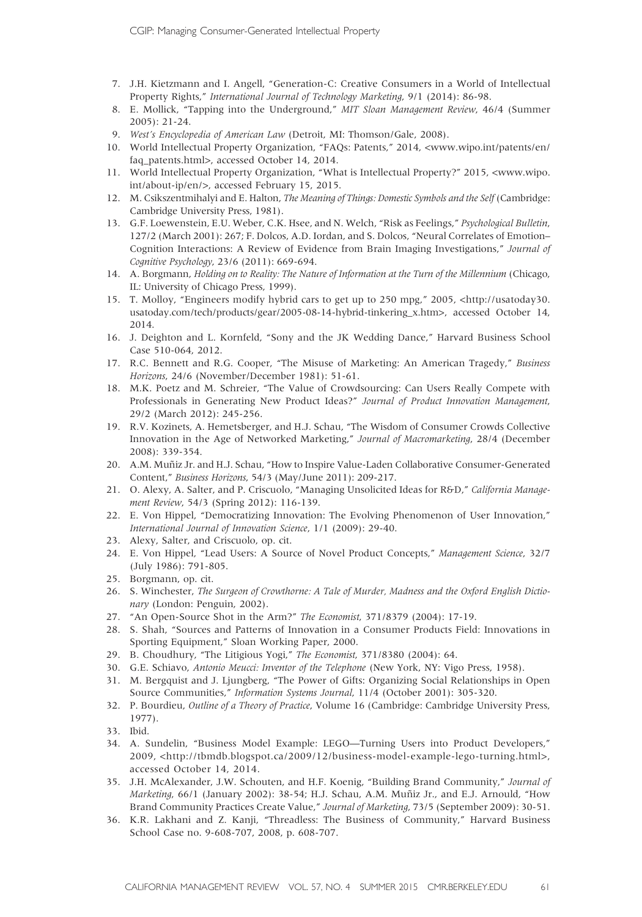7. J.H. Kietzmann and I. Angell, "Generation-C: Creative Consumers in a World of Intellectual Property Rights," *International Journal of Technology Marketing*, 9/1 (2014): 86-98.
8. E. Mollick, "Tapping into the Underground," *MIT Sloan Management Review*, 46/4 (Summer 2005): 21-24.
9. *West's Encyclopedia of American Law* (Detroit, MI: Thomson/Gale, 2008).
10. World Intellectual Property Organization, "FAQs: Patents," 2014, <www.wipo.int/patents/en/faq_patents.html>, accessed October 14, 2014.
11. World Intellectual Property Organization, "What is Intellectual Property?" 2015, <www.wipo.int/about-ip/en/>, accessed February 15, 2015.
12. M. Csikszentmihalyi and E. Halton, *The Meaning of Things: Domestic Symbols and the Self* (Cambridge: Cambridge University Press, 1981).
13. G.F. Loewenstein, E.U. Weber, C.K. Hsee, and N. Welch, "Risk as Feelings," *Psychological Bulletin*, 127/2 (March 2001): 267; F. Dolcos, A.D. Iordan, and S. Dolcos, "Neural Correlates of Emotion–Cognition Interactions: A Review of Evidence from Brain Imaging Investigations," *Journal of Cognitive Psychology*, 23/6 (2011): 669-694.
14. A. Borgmann, *Holding on to Reality: The Nature of Information at the Turn of the Millennium* (Chicago, IL: University of Chicago Press, 1999).
15. T. Molloy, "Engineers modify hybrid cars to get up to 250 mpg," 2005, <http://usatoday30.usatoday.com/tech/products/gear/2005-08-14-hybrid-tinkering_x.htm>, accessed October 14, 2014.
16. J. Deighton and L. Kornfeld, "Sony and the JK Wedding Dance," Harvard Business School Case 510-064, 2012.
17. R.C. Bennett and R.G. Cooper, "The Misuse of Marketing: An American Tragedy," *Business Horizons*, 24/6 (November/December 1981): 51-61.
18. M.K. Poetz and M. Schreier, "The Value of Crowdsourcing: Can Users Really Compete with Professionals in Generating New Product Ideas?" *Journal of Product Innovation Management*, 29/2 (March 2012): 245-256.
19. R.V. Kozinets, A. Hemetsberger, and H.J. Schau, "The Wisdom of Consumer Crowds Collective Innovation in the Age of Networked Marketing," *Journal of Macromarketing*, 28/4 (December 2008): 339-354.
20. A.M. Muñiz Jr. and H.J. Schau, "How to Inspire Value-Laden Collaborative Consumer-Generated Content," *Business Horizons*, 54/3 (May/June 2011): 209-217.
21. O. Alexy, A. Salter, and P. Criscuolo, "Managing Unsolicited Ideas for R&D," *California Management Review*, 54/3 (Spring 2012): 116-139.
22. E. Von Hippel, "Democratizing Innovation: The Evolving Phenomenon of User Innovation," *International Journal of Innovation Science*, 1/1 (2009): 29-40.
23. Alexy, Salter, and Criscuolo, op. cit.
24. E. Von Hippel, "Lead Users: A Source of Novel Product Concepts," *Management Science*, 32/7 (July 1986): 791-805.
25. Borgmann, op. cit.
26. S. Winchester, *The Surgeon of Crowthorne: A Tale of Murder, Madness and the Oxford English Dictionary* (London: Penguin, 2002).
27. "An Open-Source Shot in the Arm?" *The Economist*, 371/8379 (2004): 17-19.
28. S. Shah, "Sources and Patterns of Innovation in a Consumer Products Field: Innovations in Sporting Equipment," Sloan Working Paper, 2000.
29. B. Choudhury, "The Litigious Yogi," *The Economist*, 371/8380 (2004): 64.
30. G.E. Schiavo, *Antonio Meucci: Inventor of the Telephone* (New York, NY: Vigo Press, 1958).
31. M. Bergquist and J. Ljungberg, "The Power of Gifts: Organizing Social Relationships in Open Source Communities," *Information Systems Journal*, 11/4 (October 2001): 305-320.
32. P. Bourdieu, *Outline of a Theory of Practice*, Volume 16 (Cambridge: Cambridge University Press, 1977).
33. Ibid.
34. A. Sundelin, "Business Model Example: LEGO—Turning Users into Product Developers," 2009, <http://tbmdb.blogspot.ca/2009/12/business-model-example-lego-turning.html>, accessed October 14, 2014.
35. J.H. McAlexander, J.W. Schouten, and H.F. Koenig, "Building Brand Community," *Journal of Marketing*, 66/1 (January 2002): 38-54; H.J. Schau, A.M. Muñiz Jr., and E.J. Arnould, "How Brand Community Practices Create Value," *Journal of Marketing*, 73/5 (September 2009): 30-51.
36. K.R. Lakhani and Z. Kanji, "Threadless: The Business of Community," Harvard Business School Case no. 9-608-707, 2008, p. 608-707.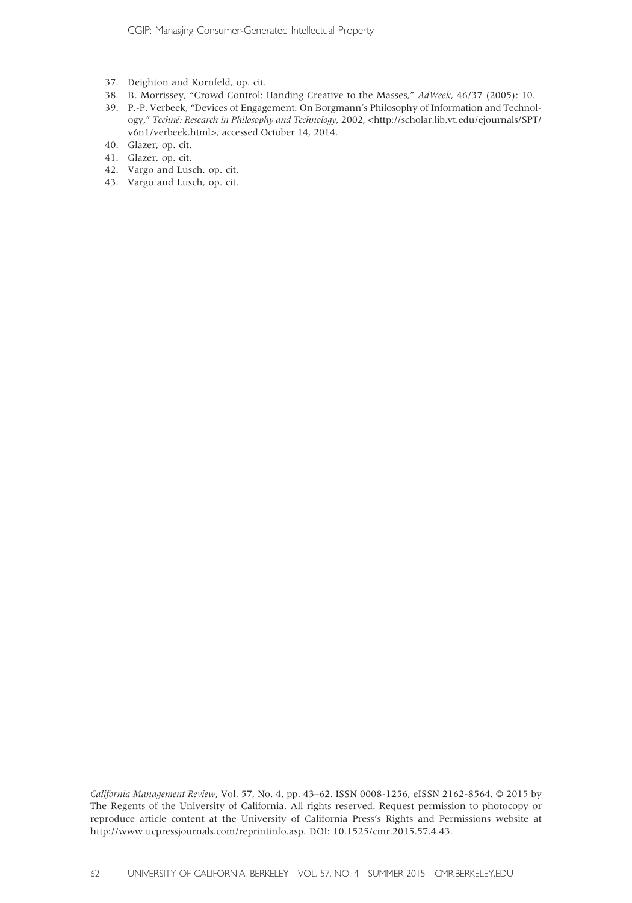37. Deighton and Kornfeld, op. cit.
38. B. Morrissey, "Crowd Control: Handing Creative to the Masses," *AdWeek*, 46/37 (2005): 10.
39. P.-P. Verbeek, "Devices of Engagement: On Borgmann's Philosophy of Information and Technology," *Techné: Research in Philosophy and Technology*, 2002, <http://scholar.lib.vt.edu/ejournals/SPT/v6n1/verbeek.html>, accessed October 14, 2014.
40. Glazer, op. cit.
41. Glazer, op. cit.
42. Vargo and Lusch, op. cit.
43. Vargo and Lusch, op. cit.

*California Management Review*, Vol. 57, No. 4, pp. 43–62. ISSN 0008-1256, eISSN 2162-8564. © 2015 by The Regents of the University of California. All rights reserved. Request permission to photocopy or reproduce article content at the University of California Press's Rights and Permissions website at http://www.ucpressjournals.com/reprintinfo.asp. DOI: 10.1525/cmr.2015.57.4.43.